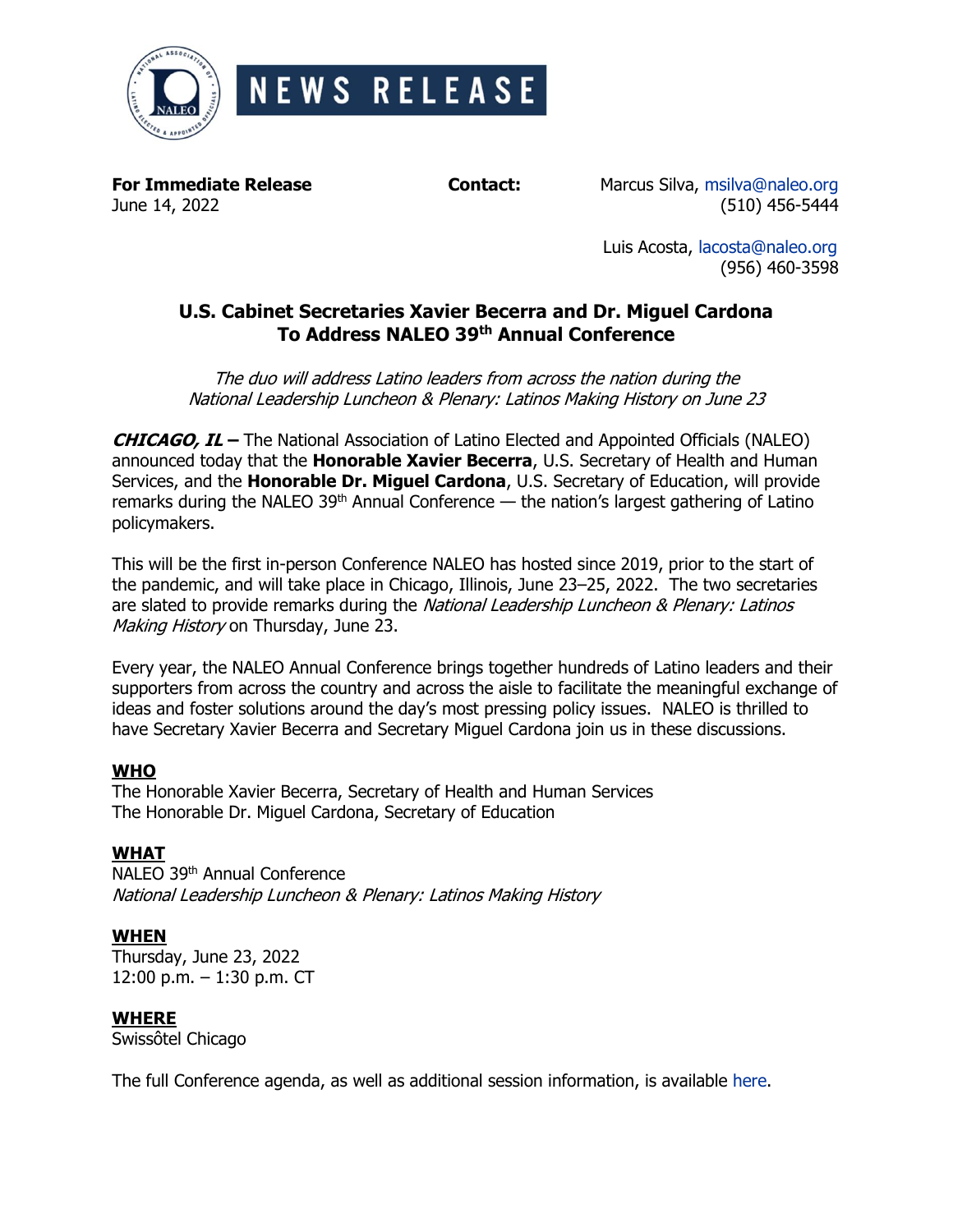NEWS RELEASE

**For Immediate Release**
June 14, 2022

**Contact:**
Marcus Silva, msilva@naleo.org
(510) 456-5444

Luis Acosta, lacosta@naleo.org
(956) 460-3598

# U.S. Cabinet Secretaries Xavier Becerra and Dr. Miguel Cardona To Address NALEO 39th Annual Conference

*The duo will address Latino leaders from across the nation during the National Leadership Luncheon & Plenary: Latinos Making History on June 23*

***CHICAGO, IL* –** The National Association of Latino Elected and Appointed Officials (NALEO) announced today that the **Honorable Xavier Becerra**, U.S. Secretary of Health and Human Services, and the **Honorable Dr. Miguel Cardona**, U.S. Secretary of Education, will provide remarks during the NALEO 39th Annual Conference — the nation's largest gathering of Latino policymakers.

This will be the first in-person Conference NALEO has hosted since 2019, prior to the start of the pandemic, and will take place in Chicago, Illinois, June 23–25, 2022. The two secretaries are slated to provide remarks during the *National Leadership Luncheon & Plenary: Latinos Making History* on Thursday, June 23.

Every year, the NALEO Annual Conference brings together hundreds of Latino leaders and their supporters from across the country and across the aisle to facilitate the meaningful exchange of ideas and foster solutions around the day's most pressing policy issues. NALEO is thrilled to have Secretary Xavier Becerra and Secretary Miguel Cardona join us in these discussions.

**WHO**
The Honorable Xavier Becerra, Secretary of Health and Human Services
The Honorable Dr. Miguel Cardona, Secretary of Education

**WHAT**
NALEO 39th Annual Conference
*National Leadership Luncheon & Plenary: Latinos Making History*

**WHEN**
Thursday, June 23, 2022
12:00 p.m. – 1:30 p.m. CT

**WHERE**
Swissôtel Chicago

The full Conference agenda, as well as additional session information, is available here.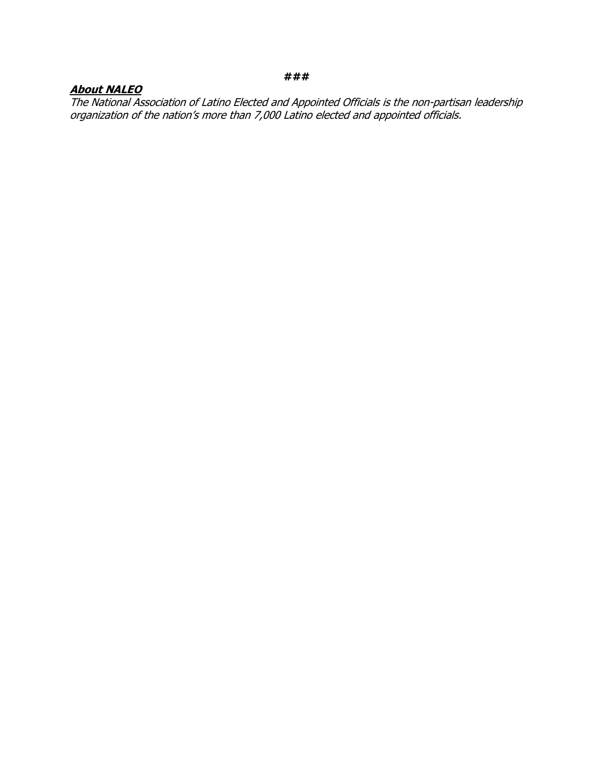###

***About NALEO***

*The National Association of Latino Elected and Appointed Officials is the non-partisan leadership organization of the nation's more than 7,000 Latino elected and appointed officials.*